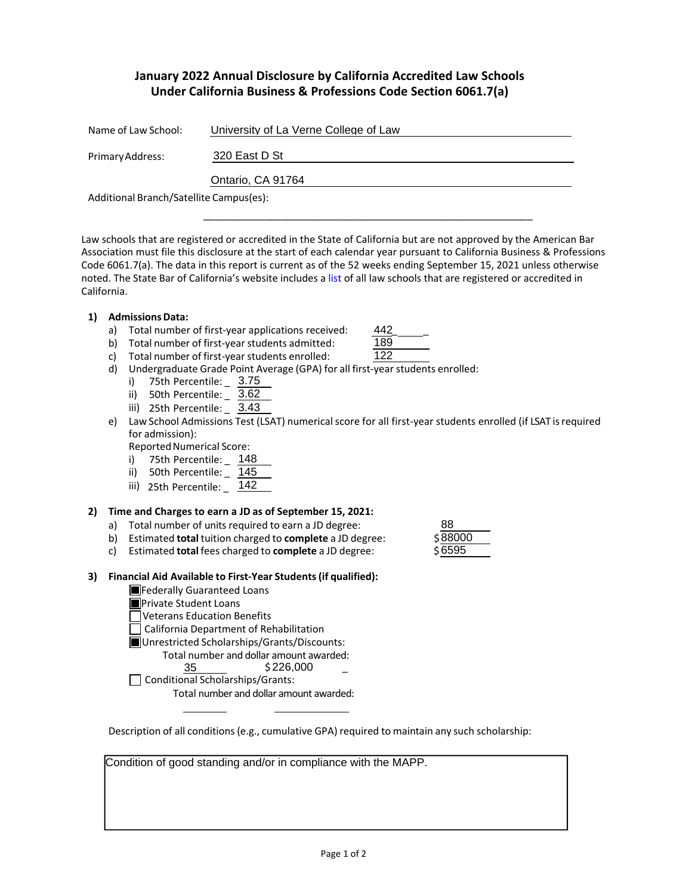## January 2022 Annual Disclosure by California Accredited Law Schools Under California Business & Professions Code Section 6061.7(a)

Name of Law School: University of La Verne College of Law

Primary Address: 320 East D St
Ontario, CA 91764

Additional Branch/Satellite Campus(es):

Law schools that are registered or accredited in the State of California but are not approved by the American Bar Association must file this disclosure at the start of each calendar year pursuant to California Business & Professions Code 6061.7(a). The data in this report is current as of the 52 weeks ending September 15, 2021 unless otherwise noted. The State Bar of California's website includes a list of all law schools that are registered or accredited in California.

**1) Admissions Data:**

a) Total number of first-year applications received: 442
b) Total number of first-year students admitted: 189
c) Total number of first-year students enrolled: 122
d) Undergraduate Grade Point Average (GPA) for all first-year students enrolled:
   i) 75th Percentile: 3.75
   ii) 50th Percentile: 3.62
   iii) 25th Percentile: 3.43
e) Law School Admissions Test (LSAT) numerical score for all first-year students enrolled (if LSAT is required for admission):
   Reported Numerical Score:
   i) 75th Percentile: 148
   ii) 50th Percentile: 145
   iii) 25th Percentile: 142

**2) Time and Charges to earn a JD as of September 15, 2021:**

a) Total number of units required to earn a JD degree: 88
b) Estimated **total** tuition charged to **complete** a JD degree: $88000
c) Estimated **total** fees charged to **complete** a JD degree: $6595

**3) Financial Aid Available to First-Year Students (if qualified):**

- [x] Federally Guaranteed Loans
- [x] Private Student Loans
- [ ] Veterans Education Benefits
- [ ] California Department of Rehabilitation
- [x] Unrestricted Scholarships/Grants/Discounts:
  Total number and dollar amount awarded:
  35 $226,000
- [ ] Conditional Scholarships/Grants:
  Total number and dollar amount awarded:

Description of all conditions (e.g., cumulative GPA) required to maintain any such scholarship:

Condition of good standing and/or in compliance with the MAPP.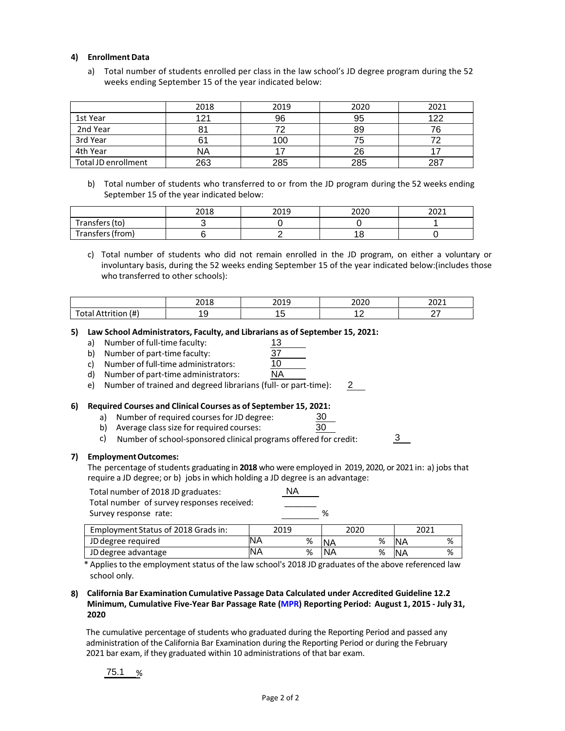4) **Enrollment Data**

a) Total number of students enrolled per class in the law school's JD degree program during the 52 weeks ending September 15 of the year indicated below:

| | 2018 | 2019 | 2020 | 2021 |
|---|---|---|---|---|
| 1st Year | 121 | 96 | 95 | 122 |
| 2nd Year | 81 | 72 | 89 | 76 |
| 3rd Year | 61 | 100 | 75 | 72 |
| 4th Year | NA | 17 | 26 | 17 |
| Total JD enrollment | 263 | 285 | 285 | 287 |

b) Total number of students who transferred to or from the JD program during the 52 weeks ending September 15 of the year indicated below:

| | 2018 | 2019 | 2020 | 2021 |
|---|---|---|---|---|
| Transfers (to) | 3 | 0 | 0 | 1 |
| Transfers (from) | 6 | 2 | 18 | 0 |

c) Total number of students who did not remain enrolled in the JD program, on either a voluntary or involuntary basis, during the 52 weeks ending September 15 of the year indicated below:(includes those who transferred to other schools):

| | 2018 | 2019 | 2020 | 2021 |
|---|---|---|---|---|
| Total Attrition (#) | 19 | 15 | 12 | 27 |

5) **Law School Administrators, Faculty, and Librarians as of September 15, 2021:**

a) Number of full-time faculty: 13
b) Number of part-time faculty: 37
c) Number of full-time administrators: 10
d) Number of part-time administrators: NA
e) Number of trained and degreed librarians (full- or part-time): 2

6) **Required Courses and Clinical Courses as of September 15, 2021:**

a) Number of required courses for JD degree: 30
b) Average class size for required courses: 30
c) Number of school-sponsored clinical programs offered for credit: 3

7) **Employment Outcomes:**

The percentage of students graduating in **2018** who were employed in 2019, 2020, or 2021 in: a) jobs that require a JD degree; or b) jobs in which holding a JD degree is an advantage:

Total number of 2018 JD graduates: NA
Total number of survey responses received: ______
Survey response rate: ______ %

| Employment Status of 2018 Grads in: | 2019 | 2020 | 2021 |
|---|---|---|---|
| JD degree required | NA % | NA % | NA % |
| JD degree advantage | NA % | NA % | NA % |

\* Applies to the employment status of the law school's 2018 JD graduates of the above referenced law school only.

8) **California Bar Examination Cumulative Passage Data Calculated under Accredited Guideline 12.2 Minimum, Cumulative Five-Year Bar Passage Rate (MPR) Reporting Period: August 1, 2015 - July 31, 2020**

The cumulative percentage of students who graduated during the Reporting Period and passed any administration of the California Bar Examination during the Reporting Period or during the February 2021 bar exam, if they graduated within 10 administrations of that bar exam.

75.1 %